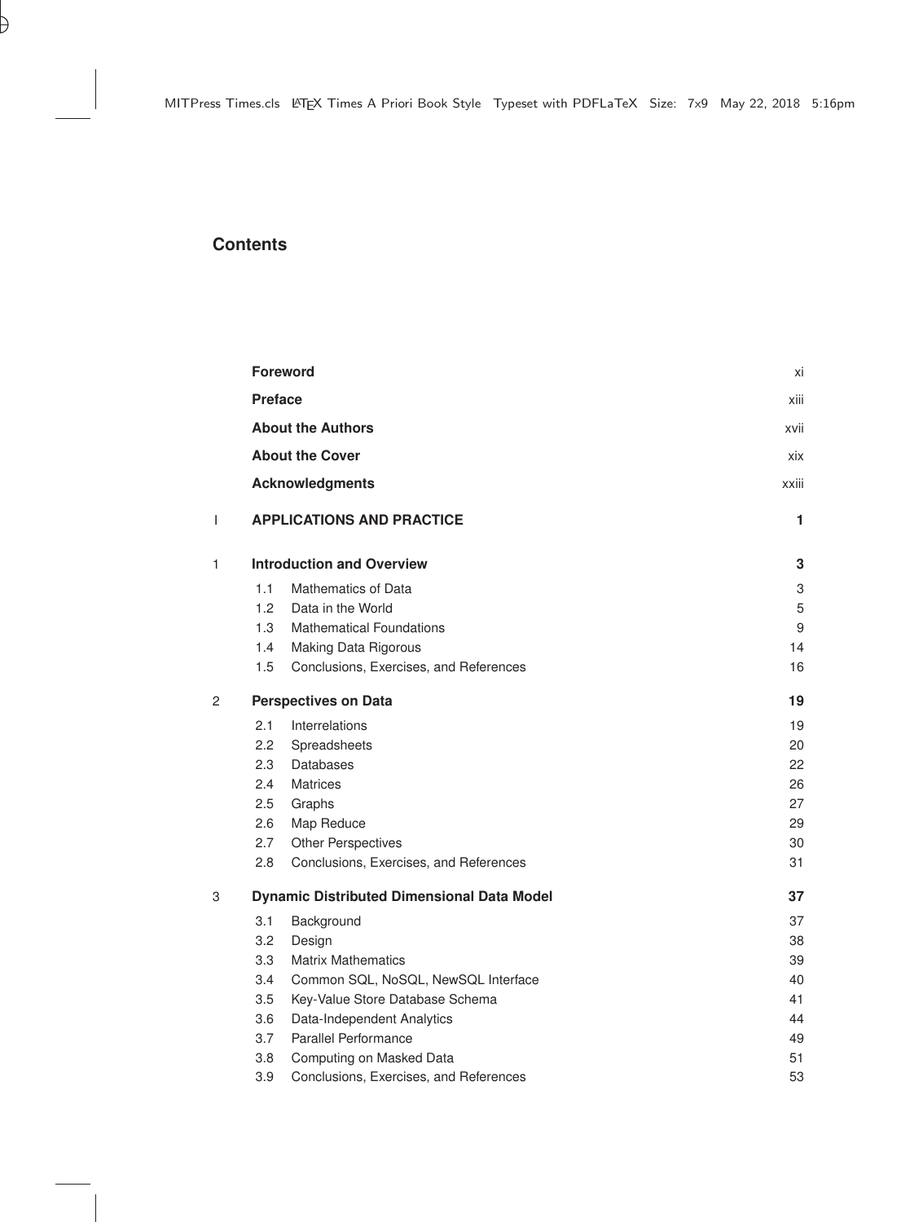# Contents

| | | |
|---|---|---|
| | **Foreword** | xi |
| | **Preface** | xiii |
| | **About the Authors** | xvii |
| | **About the Cover** | xix |
| | **Acknowledgments** | xxiii |
| I | **APPLICATIONS AND PRACTICE** | **1** |
| 1 | **Introduction and Overview** | **3** |
| 1.1 | Mathematics of Data | 3 |
| 1.2 | Data in the World | 5 |
| 1.3 | Mathematical Foundations | 9 |
| 1.4 | Making Data Rigorous | 14 |
| 1.5 | Conclusions, Exercises, and References | 16 |
| 2 | **Perspectives on Data** | **19** |
| 2.1 | Interrelations | 19 |
| 2.2 | Spreadsheets | 20 |
| 2.3 | Databases | 22 |
| 2.4 | Matrices | 26 |
| 2.5 | Graphs | 27 |
| 2.6 | Map Reduce | 29 |
| 2.7 | Other Perspectives | 30 |
| 2.8 | Conclusions, Exercises, and References | 31 |
| 3 | **Dynamic Distributed Dimensional Data Model** | **37** |
| 3.1 | Background | 37 |
| 3.2 | Design | 38 |
| 3.3 | Matrix Mathematics | 39 |
| 3.4 | Common SQL, NoSQL, NewSQL Interface | 40 |
| 3.5 | Key-Value Store Database Schema | 41 |
| 3.6 | Data-Independent Analytics | 44 |
| 3.7 | Parallel Performance | 49 |
| 3.8 | Computing on Masked Data | 51 |
| 3.9 | Conclusions, Exercises, and References | 53 |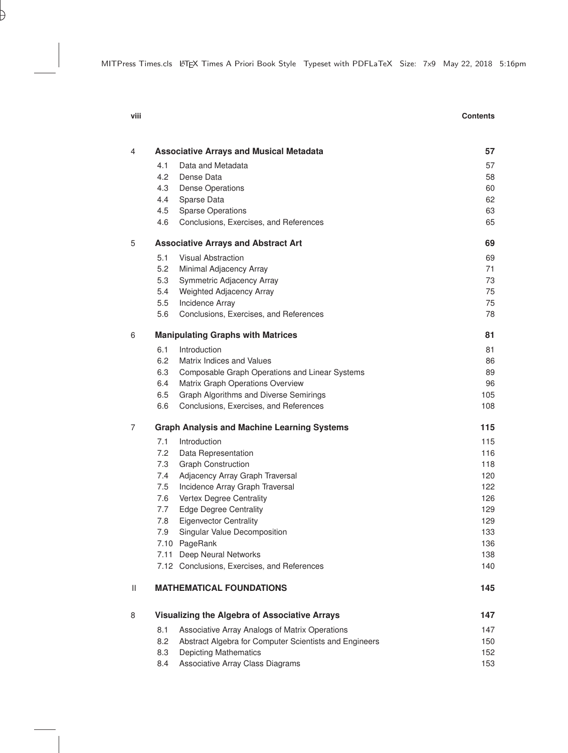| | | |
|---|---|---|
| 4 | **Associative Arrays and Musical Metadata** | **57** |
| 4.1 | Data and Metadata | 57 |
| 4.2 | Dense Data | 58 |
| 4.3 | Dense Operations | 60 |
| 4.4 | Sparse Data | 62 |
| 4.5 | Sparse Operations | 63 |
| 4.6 | Conclusions, Exercises, and References | 65 |
| 5 | **Associative Arrays and Abstract Art** | **69** |
| 5.1 | Visual Abstraction | 69 |
| 5.2 | Minimal Adjacency Array | 71 |
| 5.3 | Symmetric Adjacency Array | 73 |
| 5.4 | Weighted Adjacency Array | 75 |
| 5.5 | Incidence Array | 75 |
| 5.6 | Conclusions, Exercises, and References | 78 |
| 6 | **Manipulating Graphs with Matrices** | **81** |
| 6.1 | Introduction | 81 |
| 6.2 | Matrix Indices and Values | 86 |
| 6.3 | Composable Graph Operations and Linear Systems | 89 |
| 6.4 | Matrix Graph Operations Overview | 96 |
| 6.5 | Graph Algorithms and Diverse Semirings | 105 |
| 6.6 | Conclusions, Exercises, and References | 108 |
| 7 | **Graph Analysis and Machine Learning Systems** | **115** |
| 7.1 | Introduction | 115 |
| 7.2 | Data Representation | 116 |
| 7.3 | Graph Construction | 118 |
| 7.4 | Adjacency Array Graph Traversal | 120 |
| 7.5 | Incidence Array Graph Traversal | 122 |
| 7.6 | Vertex Degree Centrality | 126 |
| 7.7 | Edge Degree Centrality | 129 |
| 7.8 | Eigenvector Centrality | 129 |
| 7.9 | Singular Value Decomposition | 133 |
| 7.10 | PageRank | 136 |
| 7.11 | Deep Neural Networks | 138 |
| 7.12 | Conclusions, Exercises, and References | 140 |
| II | **MATHEMATICAL FOUNDATIONS** | **145** |
| 8 | **Visualizing the Algebra of Associative Arrays** | **147** |
| 8.1 | Associative Array Analogs of Matrix Operations | 147 |
| 8.2 | Abstract Algebra for Computer Scientists and Engineers | 150 |
| 8.3 | Depicting Mathematics | 152 |
| 8.4 | Associative Array Class Diagrams | 153 |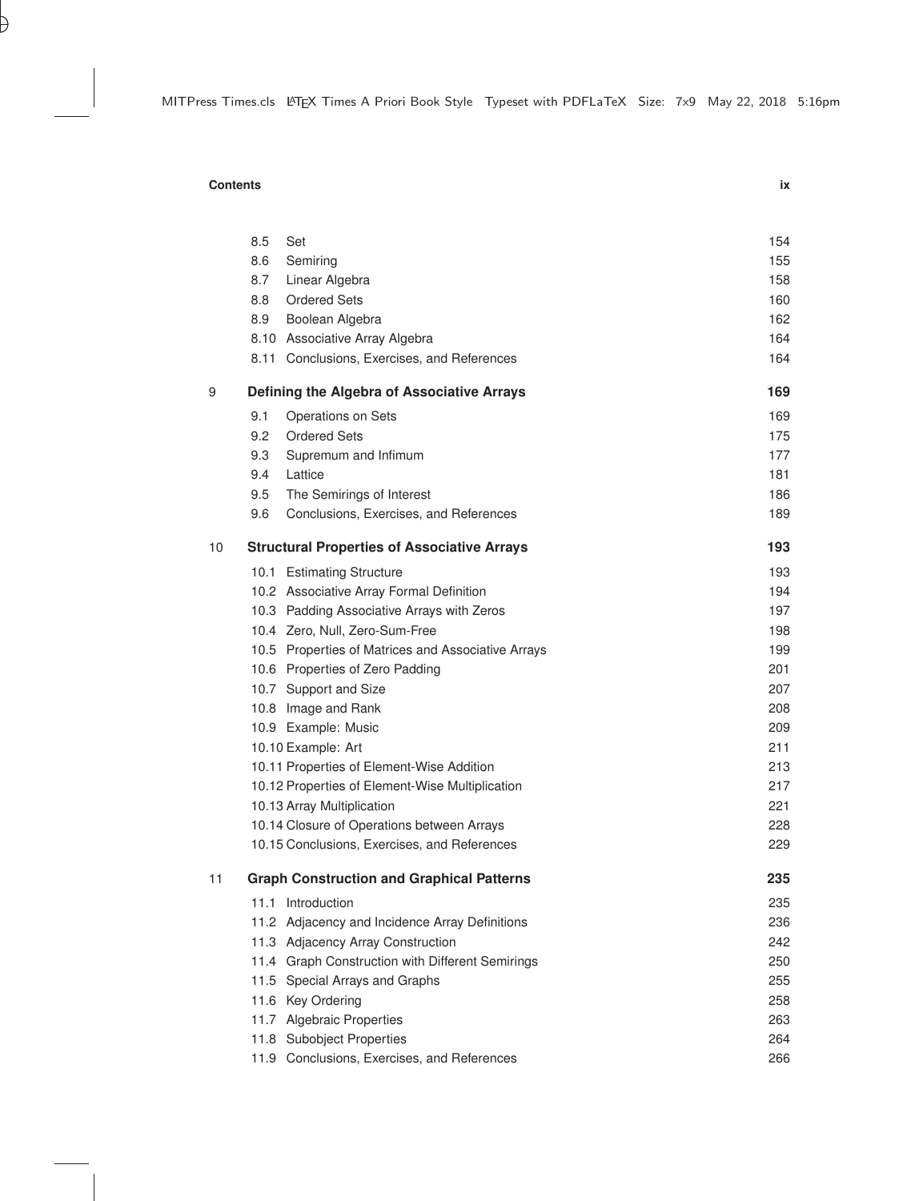| | | |
|---|---|---|
| 8.5 | Set | 154 |
| 8.6 | Semiring | 155 |
| 8.7 | Linear Algebra | 158 |
| 8.8 | Ordered Sets | 160 |
| 8.9 | Boolean Algebra | 162 |
| 8.10 | Associative Array Algebra | 164 |
| 8.11 | Conclusions, Exercises, and References | 164 |

**9 Defining the Algebra of Associative Arrays** **169**

| | | |
|---|---|---|
| 9.1 | Operations on Sets | 169 |
| 9.2 | Ordered Sets | 175 |
| 9.3 | Supremum and Infimum | 177 |
| 9.4 | Lattice | 181 |
| 9.5 | The Semirings of Interest | 186 |
| 9.6 | Conclusions, Exercises, and References | 189 |

**10 Structural Properties of Associative Arrays** **193**

| | | |
|---|---|---|
| 10.1 | Estimating Structure | 193 |
| 10.2 | Associative Array Formal Definition | 194 |
| 10.3 | Padding Associative Arrays with Zeros | 197 |
| 10.4 | Zero, Null, Zero-Sum-Free | 198 |
| 10.5 | Properties of Matrices and Associative Arrays | 199 |
| 10.6 | Properties of Zero Padding | 201 |
| 10.7 | Support and Size | 207 |
| 10.8 | Image and Rank | 208 |
| 10.9 | Example: Music | 209 |
| 10.10 | Example: Art | 211 |
| 10.11 | Properties of Element-Wise Addition | 213 |
| 10.12 | Properties of Element-Wise Multiplication | 217 |
| 10.13 | Array Multiplication | 221 |
| 10.14 | Closure of Operations between Arrays | 228 |
| 10.15 | Conclusions, Exercises, and References | 229 |

**11 Graph Construction and Graphical Patterns** **235**

| | | |
|---|---|---|
| 11.1 | Introduction | 235 |
| 11.2 | Adjacency and Incidence Array Definitions | 236 |
| 11.3 | Adjacency Array Construction | 242 |
| 11.4 | Graph Construction with Different Semirings | 250 |
| 11.5 | Special Arrays and Graphs | 255 |
| 11.6 | Key Ordering | 258 |
| 11.7 | Algebraic Properties | 263 |
| 11.8 | Subobject Properties | 264 |
| 11.9 | Conclusions, Exercises, and References | 266 |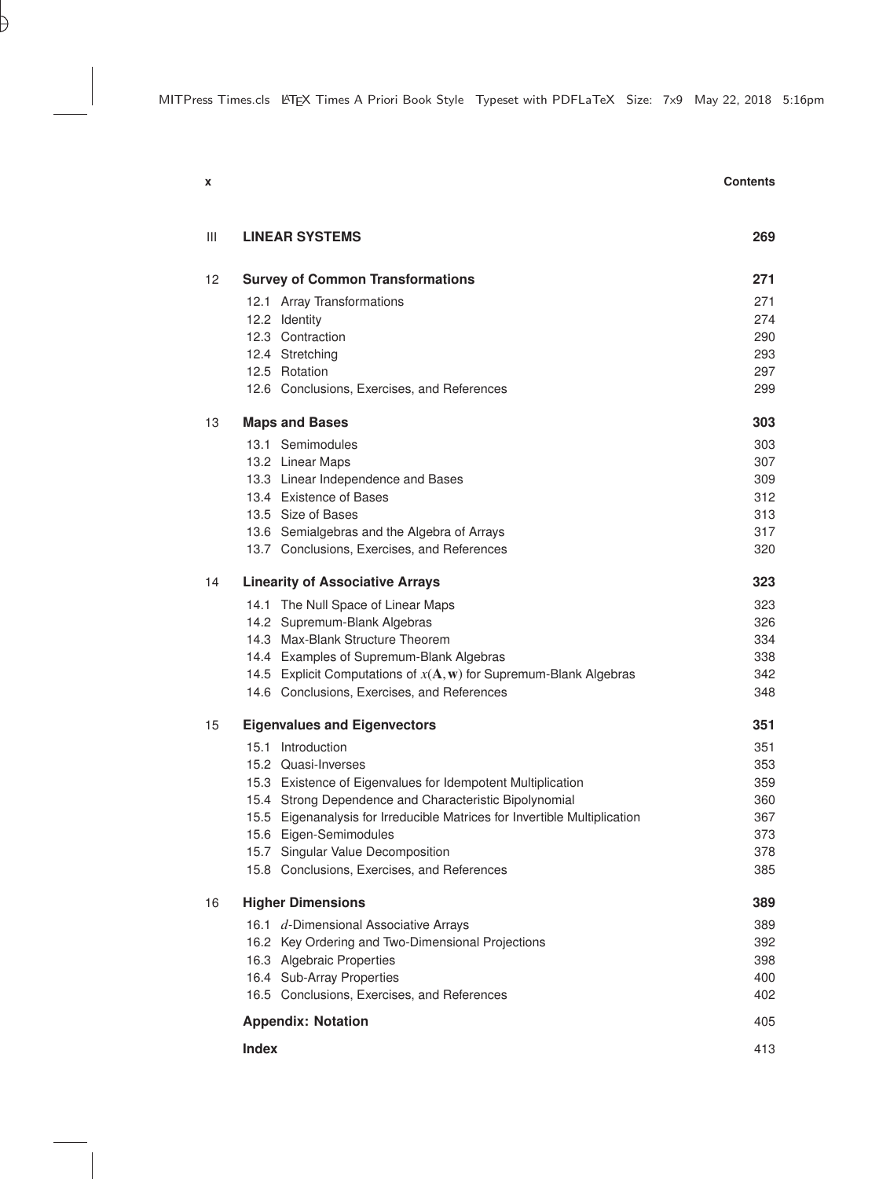| | | |
|---|---|---|
| III | **LINEAR SYSTEMS** | **269** |
| 12 | **Survey of Common Transformations** | **271** |
| | 12.1 Array Transformations | 271 |
| | 12.2 Identity | 274 |
| | 12.3 Contraction | 290 |
| | 12.4 Stretching | 293 |
| | 12.5 Rotation | 297 |
| | 12.6 Conclusions, Exercises, and References | 299 |
| 13 | **Maps and Bases** | **303** |
| | 13.1 Semimodules | 303 |
| | 13.2 Linear Maps | 307 |
| | 13.3 Linear Independence and Bases | 309 |
| | 13.4 Existence of Bases | 312 |
| | 13.5 Size of Bases | 313 |
| | 13.6 Semialgebras and the Algebra of Arrays | 317 |
| | 13.7 Conclusions, Exercises, and References | 320 |
| 14 | **Linearity of Associative Arrays** | **323** |
| | 14.1 The Null Space of Linear Maps | 323 |
| | 14.2 Supremum-Blank Algebras | 326 |
| | 14.3 Max-Blank Structure Theorem | 334 |
| | 14.4 Examples of Supremum-Blank Algebras | 338 |
| | 14.5 Explicit Computations of $x(\mathbf{A}, \mathbf{w})$ for Supremum-Blank Algebras | 342 |
| | 14.6 Conclusions, Exercises, and References | 348 |
| 15 | **Eigenvalues and Eigenvectors** | **351** |
| | 15.1 Introduction | 351 |
| | 15.2 Quasi-Inverses | 353 |
| | 15.3 Existence of Eigenvalues for Idempotent Multiplication | 359 |
| | 15.4 Strong Dependence and Characteristic Bipolynomial | 360 |
| | 15.5 Eigenanalysis for Irreducible Matrices for Invertible Multiplication | 367 |
| | 15.6 Eigen-Semimodules | 373 |
| | 15.7 Singular Value Decomposition | 378 |
| | 15.8 Conclusions, Exercises, and References | 385 |
| 16 | **Higher Dimensions** | **389** |
| | 16.1 $d$-Dimensional Associative Arrays | 389 |
| | 16.2 Key Ordering and Two-Dimensional Projections | 392 |
| | 16.3 Algebraic Properties | 398 |
| | 16.4 Sub-Array Properties | 400 |
| | 16.5 Conclusions, Exercises, and References | 402 |
| | **Appendix: Notation** | 405 |
| | **Index** | 413 |